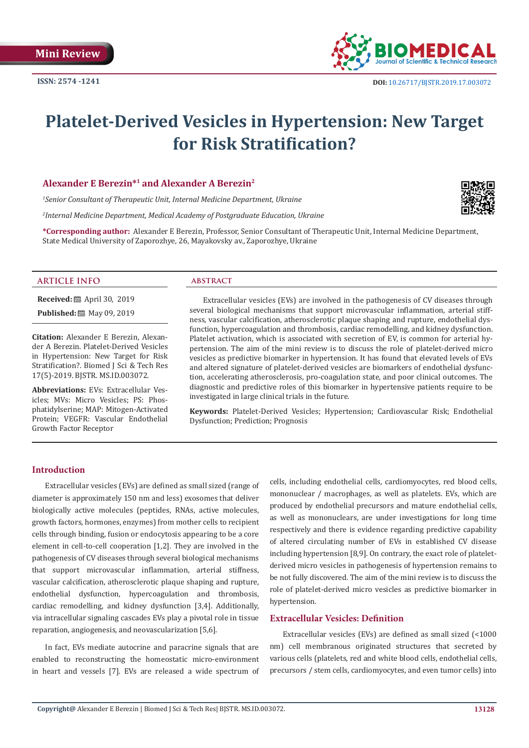Mini Review

ISSN: 2574 -1241

DOI: 10.26717/BJSTR.2019.17.003072

# Platelet-Derived Vesicles in Hypertension: New Target for Risk Stratification?

**Alexander E Berezin*[1] and Alexander A Berezin[2]**

[1] *Senior Consultant of Therapeutic Unit, Internal Medicine Department, Ukraine*

[2] *Internal Medicine Department, Medical Academy of Postgraduate Education, Ukraine*

**\*Corresponding author:** Alexander E Berezin, Professor, Senior Consultant of Therapeutic Unit, Internal Medicine Department, State Medical University of Zaporozhye, 26, Mayakovsky av., Zaporozhye, Ukraine

## ARTICLE INFO

**Received:** April 30, 2019

**Published:** May 09, 2019

**Citation:** Alexander E Berezin, Alexander A Berezin. Platelet-Derived Vesicles in Hypertension: New Target for Risk Stratification?. Biomed J Sci & Tech Res 17(5)-2019. BJSTR. MS.ID.003072.

**Abbreviations:** EVs: Extracellular Vesicles; MVs: Micro Vesicles; PS: Phosphatidylserine; MAP: Mitogen-Activated Protein; VEGFR: Vascular Endothelial Growth Factor Receptor

## ABSTRACT

Extracellular vesicles (EVs) are involved in the pathogenesis of CV diseases through several biological mechanisms that support microvascular inflammation, arterial stiffness, vascular calcification, atherosclerotic plaque shaping and rupture, endothelial dysfunction, hypercoagulation and thrombosis, cardiac remodelling, and kidney dysfunction. Platelet activation, which is associated with secretion of EV, is common for arterial hypertension. The aim of the mini review is to discuss the role of platelet-derived micro vesicles as predictive biomarker in hypertension. It has found that elevated levels of EVs and altered signature of platelet-derived vesicles are biomarkers of endothelial dysfunction, accelerating atherosclerosis, pro-coagulation state, and poor clinical outcomes. The diagnostic and predictive roles of this biomarker in hypertensive patients require to be investigated in large clinical trials in the future.

**Keywords:** Platelet-Derived Vesicles; Hypertension; Cardiovascular Risk; Endothelial Dysfunction; Prediction; Prognosis

## Introduction

Extracellular vesicles (EVs) are defined as small sized (range of diameter is approximately 150 nm and less) exosomes that deliver biologically active molecules (peptides, RNAs, active molecules, growth factors, hormones, enzymes) from mother cells to recipient cells through binding, fusion or endocytosis appearing to be a core element in cell-to-cell cooperation [1,2]. They are involved in the pathogenesis of CV diseases through several biological mechanisms that support microvascular inflammation, arterial stiffness, vascular calcification, atherosclerotic plaque shaping and rupture, endothelial dysfunction, hypercoagulation and thrombosis, cardiac remodelling, and kidney dysfunction [3,4]. Additionally, via intracellular signaling cascades EVs play a pivotal role in tissue reparation, angiogenesis, and neovascularization [5,6].

In fact, EVs mediate autocrine and paracrine signals that are enabled to reconstructing the homeostatic micro-environment in heart and vessels [7]. EVs are released a wide spectrum of cells, including endothelial cells, cardiomyocytes, red blood cells, mononuclear / macrophages, as well as platelets. EVs, which are produced by endothelial precursors and mature endothelial cells, as well as mononuclears, are under investigations for long time respectively and there is evidence regarding predictive capability of altered circulating number of EVs in established CV disease including hypertension [8,9]. On contrary, the exact role of platelet-derived micro vesicles in pathogenesis of hypertension remains to be not fully discovered. The aim of the mini review is to discuss the role of platelet-derived micro vesicles as predictive biomarker in hypertension.

## Extracellular Vesicles: Definition

Extracellular vesicles (EVs) are defined as small sized (<1000 nm) cell membranous originated structures that secreted by various cells (platelets, red and white blood cells, endothelial cells, precursors / stem cells, cardiomyocytes, and even tumor cells) into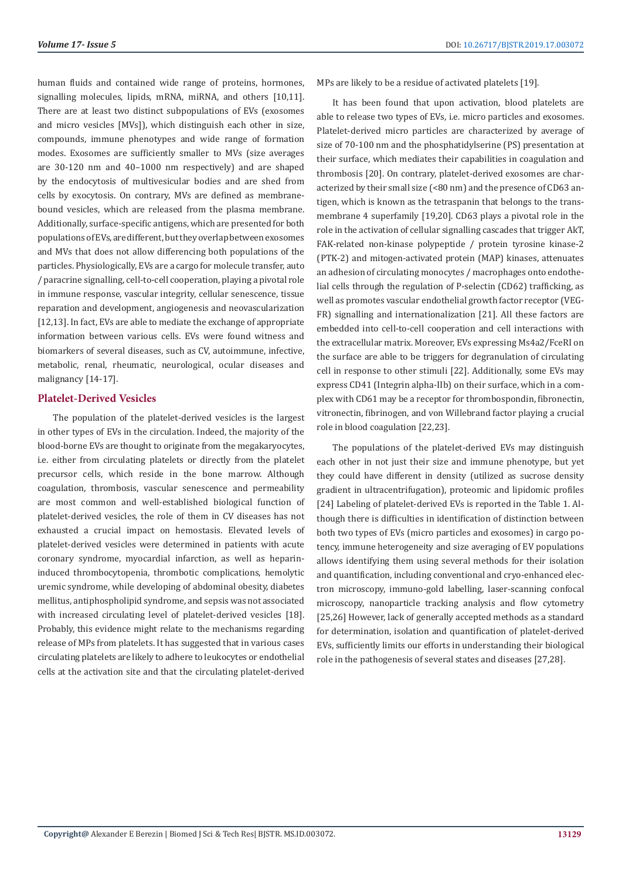human fluids and contained wide range of proteins, hormones, signalling molecules, lipids, mRNA, miRNA, and others [10,11]. There are at least two distinct subpopulations of EVs (exosomes and micro vesicles [MVs]), which distinguish each other in size, compounds, immune phenotypes and wide range of formation modes. Exosomes are sufficiently smaller to MVs (size averages are 30-120 nm and 40–1000 nm respectively) and are shaped by the endocytosis of multivesicular bodies and are shed from cells by exocytosis. On contrary, MVs are defined as membrane-bound vesicles, which are released from the plasma membrane. Additionally, surface-specific antigens, which are presented for both populations of EVs, are different, but they overlap between exosomes and MVs that does not allow differencing both populations of the particles. Physiologically, EVs are a cargo for molecule transfer, auto / paracrine signalling, cell-to-cell cooperation, playing a pivotal role in immune response, vascular integrity, cellular senescence, tissue reparation and development, angiogenesis and neovascularization [12,13]. In fact, EVs are able to mediate the exchange of appropriate information between various cells. EVs were found witness and biomarkers of several diseases, such as CV, autoimmune, infective, metabolic, renal, rheumatic, neurological, ocular diseases and malignancy [14-17].

## Platelet-Derived Vesicles

The population of the platelet-derived vesicles is the largest in other types of EVs in the circulation. Indeed, the majority of the blood-borne EVs are thought to originate from the megakaryocytes, i.e. either from circulating platelets or directly from the platelet precursor cells, which reside in the bone marrow. Although coagulation, thrombosis, vascular senescence and permeability are most common and well-established biological function of platelet-derived vesicles, the role of them in CV diseases has not exhausted a crucial impact on hemostasis. Elevated levels of platelet-derived vesicles were determined in patients with acute coronary syndrome, myocardial infarction, as well as heparin-induced thrombocytopenia, thrombotic complications, hemolytic uremic syndrome, while developing of abdominal obesity, diabetes mellitus, antiphospholipid syndrome, and sepsis was not associated with increased circulating level of platelet-derived vesicles [18]. Probably, this evidence might relate to the mechanisms regarding release of MPs from platelets. It has suggested that in various cases circulating platelets are likely to adhere to leukocytes or endothelial cells at the activation site and that the circulating platelet-derived MPs are likely to be a residue of activated platelets [19].

It has been found that upon activation, blood platelets are able to release two types of EVs, i.e. micro particles and exosomes. Platelet-derived micro particles are characterized by average of size of 70-100 nm and the phosphatidylserine (PS) presentation at their surface, which mediates their capabilities in coagulation and thrombosis [20]. On contrary, platelet-derived exosomes are characterized by their small size (<80 nm) and the presence of CD63 antigen, which is known as the tetraspanin that belongs to the transmembrane 4 superfamily [19,20]. CD63 plays a pivotal role in the role in the activation of cellular signalling cascades that trigger AkT, FAK-related non-kinase polypeptide / protein tyrosine kinase-2 (PTK-2) and mitogen-activated protein (MAP) kinases, attenuates an adhesion of circulating monocytes / macrophages onto endothelial cells through the regulation of P-selectin (CD62) trafficking, as well as promotes vascular endothelial growth factor receptor (VEGFR) signalling and internationalization [21]. All these factors are embedded into cell-to-cell cooperation and cell interactions with the extracellular matrix. Moreover, EVs expressing Ms4a2/FceRI on the surface are able to be triggers for degranulation of circulating cell in response to other stimuli [22]. Additionally, some EVs may express CD41 (Integrin alpha-IIb) on their surface, which in a complex with CD61 may be a receptor for thrombospondin, fibronectin, vitronectin, fibrinogen, and von Willebrand factor playing a crucial role in blood coagulation [22,23].

The populations of the platelet-derived EVs may distinguish each other in not just their size and immune phenotype, but yet they could have different in density (utilized as sucrose density gradient in ultracentrifugation), proteomic and lipidomic profiles [24] Labeling of platelet-derived EVs is reported in the Table 1. Although there is difficulties in identification of distinction between both two types of EVs (micro particles and exosomes) in cargo potency, immune heterogeneity and size averaging of EV populations allows identifying them using several methods for their isolation and quantification, including conventional and cryo-enhanced electron microscopy, immuno-gold labelling, laser-scanning confocal microscopy, nanoparticle tracking analysis and flow cytometry [25,26] However, lack of generally accepted methods as a standard for determination, isolation and quantification of platelet-derived EVs, sufficiently limits our efforts in understanding their biological role in the pathogenesis of several states and diseases [27,28].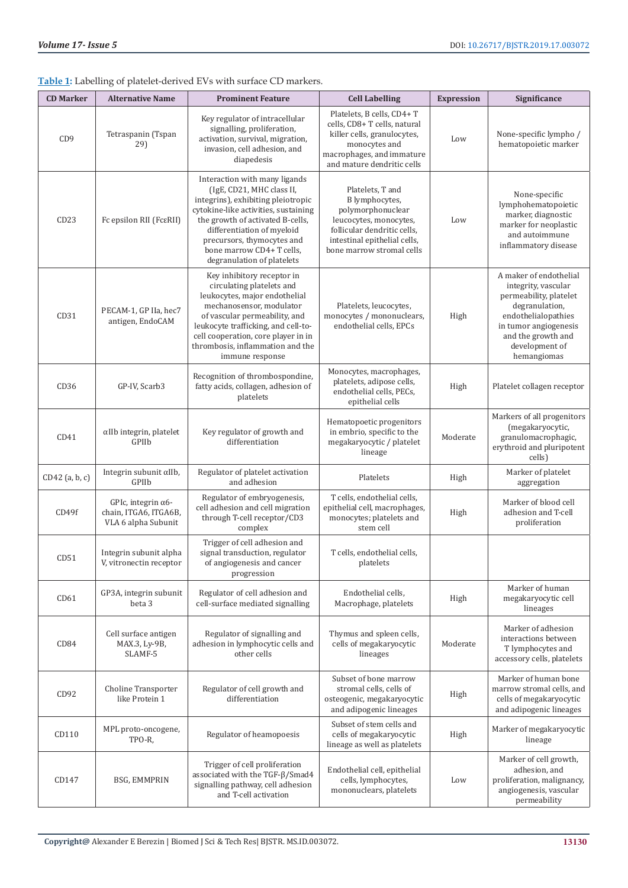**Table 1**: Labelling of platelet-derived EVs with surface CD markers.

| CD Marker | Alternative Name | Prominent Feature | Cell Labelling | Expression | Significance |
|---|---|---|---|---|---|
| CD9 | Tetraspanin (Tspan 29) | Key regulator of intracellular signalling, proliferation, activation, survival, migration, invasion, cell adhesion, and diapedesis | Platelets, B cells, CD4+ T cells, CD8+ T cells, natural killer cells, granulocytes, monocytes and macrophages, and immature and mature dendritic cells | Low | None-specific lympho / hematopoietic marker |
| CD23 | Fc epsilon RII (FcεRII) | Interaction with many ligands (IgE, CD21, MHC class II, integrins), exhibiting pleiotropic cytokine-like activities, sustaining the growth of activated B-cells, differentiation of myeloid precursors, thymocytes and bone marrow CD4+ T cells, degranulation of platelets | Platelets, T and B lymphocytes, polymorphonuclear leucocytes, monocytes, follicular dendritic cells, intestinal epithelial cells, bone marrow stromal cells | Low | None-specific lymphohematopoietic marker, diagnostic marker for neoplastic and autoimmune inflammatory disease |
| CD31 | PECAM-1, GP IIa, hec7 antigen, EndoCAM | Key inhibitory receptor in circulating platelets and leukocytes, major endothelial mechanosensor, modulator of vascular permeability, and leukocyte trafficking, and cell-to-cell cooperation, core player in in thrombosis, inflammation and the immune response | Platelets, leucocytes, monocytes / mononuclears, endothelial cells, EPCs | High | A maker of endothelial integrity, vascular permeability, platelet degranulation, endothelialopathies in tumor angiogenesis and the growth and development of hemangiomas |
| CD36 | GP-IV, Scarb3 | Recognition of thrombospondine, fatty acids, collagen, adhesion of platelets | Monocytes, macrophages, platelets, adipose cells, endothelial cells, PECs, epithelial cells | High | Platelet collagen receptor |
| CD41 | αIIb integrin, platelet GPIIb | Key regulator of growth and differentiation | Hematopoetic progenitors in embrio, specific to the megakaryocytic / platelet lineage | Moderate | Markers of all progenitors (megakaryocytic, granulomacrophagic, erythroid and pluripotent cells) |
| CD42 (a, b, c) | Integrin subunit αIIb, GPIIb | Regulator of platelet activation and adhesion | Platelets | High | Marker of platelet aggregation |
| CD49f | GPIc, integrin α6-chain, ITGA6, ITGA6B, VLA 6 alpha Subunit | Regulator of embryogenesis, cell adhesion and cell migration through T-cell receptor/CD3 complex | T cells, endothelial cells, epithelial cell, macrophages, monocytes; platelets and stem cell | High | Marker of blood cell adhesion and T-cell proliferation |
| CD51 | Integrin subunit alpha V, vitronectin receptor | Trigger of cell adhesion and signal transduction, regulator of angiogenesis and cancer progression | T cells, endothelial cells, platelets | | |
| CD61 | GP3A, integrin subunit beta 3 | Regulator of cell adhesion and cell-surface mediated signalling | Endothelial cells, Macrophage, platelets | High | Marker of human megakaryocytic cell lineages |
| CD84 | Cell surface antigen MAX.3, Ly-9B, SLAMF-5 | Regulator of signalling and adhesion in lymphocytic cells and other cells | Thymus and spleen cells, cells of megakaryocytic lineages | Moderate | Marker of adhesion interactions between T lymphocytes and accessory cells, platelets |
| CD92 | Choline Transporter like Protein 1 | Regulator of cell growth and differentiation | Subset of bone marrow stromal cells, cells of osteogenic, megakaryocytic and adipogenic lineages | High | Marker of human bone marrow stromal cells, and cells of megakaryocytic and adipogenic lineages |
| CD110 | MPL proto-oncogene, TPO-R, | Regulator of heamopoesis | Subset of stem cells and cells of megakaryocytic lineage as well as platelets | High | Marker of megakaryocytic lineage |
| CD147 | BSG, EMMPRIN | Trigger of cell proliferation associated with the TGF-β/Smad4 signalling pathway, cell adhesion and T-cell activation | Endothelial cell, epithelial cells, lymphocytes, mononuclears, platelets | Low | Marker of cell growth, adhesion, and proliferation, malignancy, angiogenesis, vascular permeability |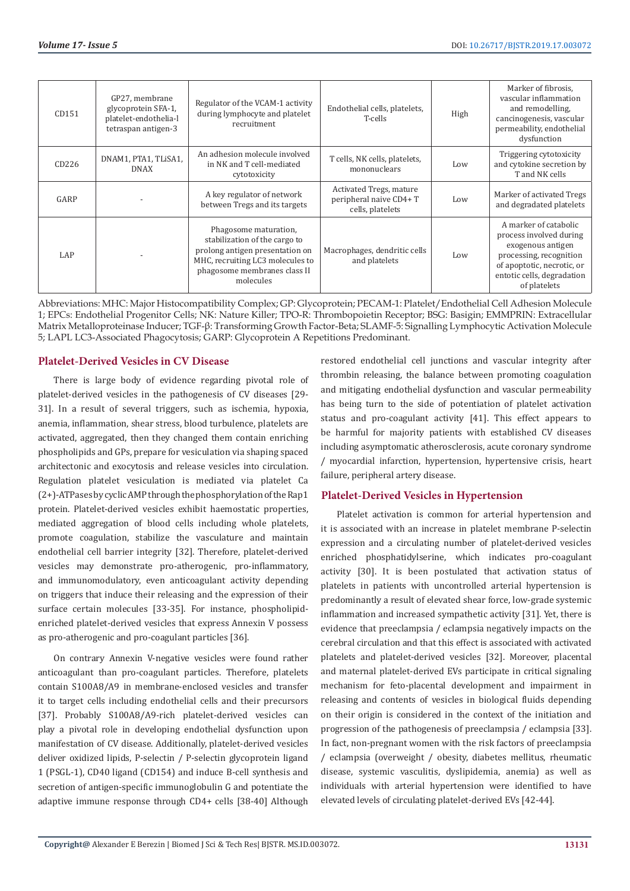| CD151 | GP27, membrane glycoprotein SFA-1, platelet-endothelia-l tetraspan antigen-3 | Regulator of the VCAM-1 activity during lymphocyte and platelet recruitment | Endothelial cells, platelets, T-cells | High | Marker of fibrosis, vascular inflammation and remodelling, cancinogenesis, vascular permeability, endothelial dysfunction |
|---|---|---|---|---|---|
| CD226 | DNAM1, PTA1, TLiSA1, DNAX | An adhesion molecule involved in NK and T cell-mediated cytotoxicity | T cells, NK cells, platelets, mononuclears | Low | Triggering cytotoxicity and cytokine secretion by T and NK cells |
| GARP | - | A key regulator of network between Tregs and its targets | Activated Tregs, mature peripheral naive CD4+ T cells, platelets | Low | Marker of activated Tregs and degradated platelets |
| LAP | - | Phagosome maturation, stabilization of the cargo to prolong antigen presentation on MHC, recruiting LC3 molecules to phagosome membranes class II molecules | Macrophages, dendritic cells and platelets | Low | A marker of catabolic process involved during exogenous antigen processing, recognition of apoptotic, necrotic, or entotic cells, degradation of platelets |

Abbreviations: MHC: Major Histocompatibility Complex; GP: Glycoprotein; PECAM-1: Platelet/Endothelial Cell Adhesion Molecule 1; EPCs: Endothelial Progenitor Cells; NK: Nature Killer; TPO-R: Thrombopoietin Receptor; BSG: Basigin; EMMPRIN: Extracellular Matrix Metalloproteinase Inducer; TGF-β: Transforming Growth Factor-Beta; SLAMF-5: Signalling Lymphocytic Activation Molecule 5; LAPL LC3-Associated Phagocytosis; GARP: Glycoprotein A Repetitions Predominant.

## Platelet-Derived Vesicles in CV Disease

There is large body of evidence regarding pivotal role of platelet-derived vesicles in the pathogenesis of CV diseases [29-31]. In a result of several triggers, such as ischemia, hypoxia, anemia, inflammation, shear stress, blood turbulence, platelets are activated, aggregated, then they changed them contain enriching phospholipids and GPs, prepare for vesiculation via shaping spaced architectonic and exocytosis and release vesicles into circulation. Regulation platelet vesiculation is mediated via platelet Ca (2+)-ATPases by cyclic AMP through the phosphorylation of the Rap1 protein. Platelet-derived vesicles exhibit haemostatic properties, mediated aggregation of blood cells including whole platelets, promote coagulation, stabilize the vasculature and maintain endothelial cell barrier integrity [32]. Therefore, platelet-derived vesicles may demonstrate pro-atherogenic, pro-inflammatory, and immunomodulatory, even anticoagulant activity depending on triggers that induce their releasing and the expression of their surface certain molecules [33-35]. For instance, phospholipid-enriched platelet-derived vesicles that express Annexin V possess as pro-atherogenic and pro-coagulant particles [36].

On contrary Annexin V-negative vesicles were found rather anticoagulant than pro-coagulant particles. Therefore, platelets contain S100A8/A9 in membrane-enclosed vesicles and transfer it to target cells including endothelial cells and their precursors [37]. Probably S100A8/A9-rich platelet-derived vesicles can play a pivotal role in developing endothelial dysfunction upon manifestation of CV disease. Additionally, platelet-derived vesicles deliver oxidized lipids, P-selectin / P-selectin glycoprotein ligand 1 (PSGL-1), CD40 ligand (CD154) and induce B-cell synthesis and secretion of antigen-specific immunoglobulin G and potentiate the adaptive immune response through CD4+ cells [38-40] Although restored endothelial cell junctions and vascular integrity after thrombin releasing, the balance between promoting coagulation and mitigating endothelial dysfunction and vascular permeability has being turn to the side of potentiation of platelet activation status and pro-coagulant activity [41]. This effect appears to be harmful for majority patients with established CV diseases including asymptomatic atherosclerosis, acute coronary syndrome / myocardial infarction, hypertension, hypertensive crisis, heart failure, peripheral artery disease.

## Platelet-Derived Vesicles in Hypertension

Platelet activation is common for arterial hypertension and it is associated with an increase in platelet membrane P-selectin expression and a circulating number of platelet-derived vesicles enriched phosphatidylserine, which indicates pro-coagulant activity [30]. It is been postulated that activation status of platelets in patients with uncontrolled arterial hypertension is predominantly a result of elevated shear force, low-grade systemic inflammation and increased sympathetic activity [31]. Yet, there is evidence that preeclampsia / eclampsia negatively impacts on the cerebral circulation and that this effect is associated with activated platelets and platelet-derived vesicles [32]. Moreover, placental and maternal platelet-derived EVs participate in critical signaling mechanism for feto-placental development and impairment in releasing and contents of vesicles in biological fluids depending on their origin is considered in the context of the initiation and progression of the pathogenesis of preeclampsia / eclampsia [33]. In fact, non-pregnant women with the risk factors of preeclampsia / eclampsia (overweight / obesity, diabetes mellitus, rheumatic disease, systemic vasculitis, dyslipidemia, anemia) as well as individuals with arterial hypertension were identified to have elevated levels of circulating platelet-derived EVs [42-44].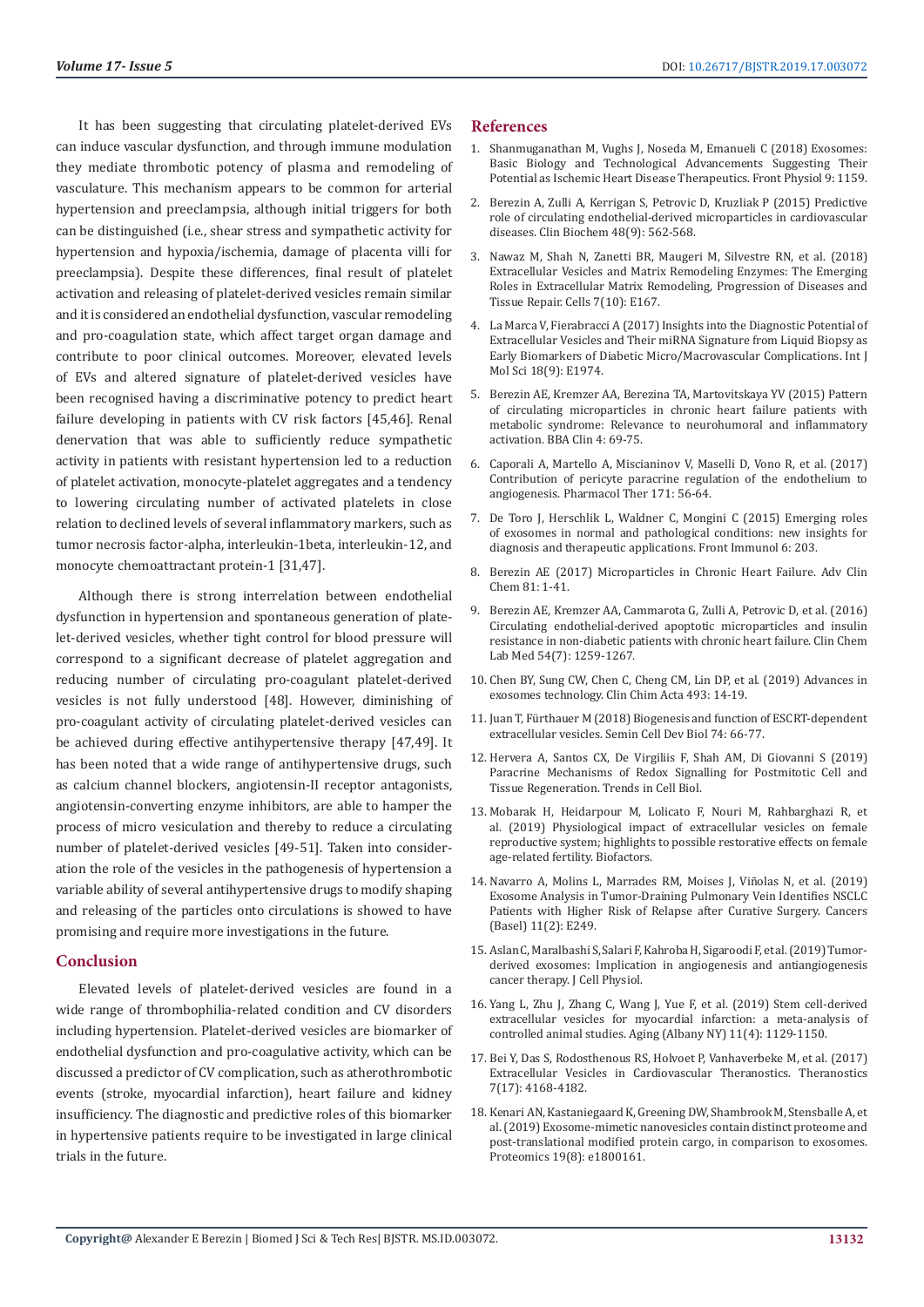It has been suggesting that circulating platelet-derived EVs can induce vascular dysfunction, and through immune modulation they mediate thrombotic potency of plasma and remodeling of vasculature. This mechanism appears to be common for arterial hypertension and preeclampsia, although initial triggers for both can be distinguished (i.e., shear stress and sympathetic activity for hypertension and hypoxia/ischemia, damage of placenta villi for preeclampsia). Despite these differences, final result of platelet activation and releasing of platelet-derived vesicles remain similar and it is considered an endothelial dysfunction, vascular remodeling and pro-coagulation state, which affect target organ damage and contribute to poor clinical outcomes. Moreover, elevated levels of EVs and altered signature of platelet-derived vesicles have been recognised having a discriminative potency to predict heart failure developing in patients with CV risk factors [45,46]. Renal denervation that was able to sufficiently reduce sympathetic activity in patients with resistant hypertension led to a reduction of platelet activation, monocyte-platelet aggregates and a tendency to lowering circulating number of activated platelets in close relation to declined levels of several inflammatory markers, such as tumor necrosis factor-alpha, interleukin-1beta, interleukin-12, and monocyte chemoattractant protein-1 [31,47].

Although there is strong interrelation between endothelial dysfunction in hypertension and spontaneous generation of platelet-derived vesicles, whether tight control for blood pressure will correspond to a significant decrease of platelet aggregation and reducing number of circulating pro-coagulant platelet-derived vesicles is not fully understood [48]. However, diminishing of pro-coagulant activity of circulating platelet-derived vesicles can be achieved during effective antihypertensive therapy [47,49]. It has been noted that a wide range of antihypertensive drugs, such as calcium channel blockers, angiotensin-II receptor antagonists, angiotensin-converting enzyme inhibitors, are able to hamper the process of micro vesiculation and thereby to reduce a circulating number of platelet-derived vesicles [49-51]. Taken into consideration the role of the vesicles in the pathogenesis of hypertension a variable ability of several antihypertensive drugs to modify shaping and releasing of the particles onto circulations is showed to have promising and require more investigations in the future.

## Conclusion

Elevated levels of platelet-derived vesicles are found in a wide range of thrombophilia-related condition and CV disorders including hypertension. Platelet-derived vesicles are biomarker of endothelial dysfunction and pro-coagulative activity, which can be discussed a predictor of CV complication, such as atherothrombotic events (stroke, myocardial infarction), heart failure and kidney insufficiency. The diagnostic and predictive roles of this biomarker in hypertensive patients require to be investigated in large clinical trials in the future.

## References

1. Shanmuganathan M, Vughs J, Noseda M, Emanueli C (2018) Exosomes: Basic Biology and Technological Advancements Suggesting Their Potential as Ischemic Heart Disease Therapeutics. Front Physiol 9: 1159.
2. Berezin A, Zulli A, Kerrigan S, Petrovic D, Kruzliak P (2015) Predictive role of circulating endothelial-derived microparticles in cardiovascular diseases. Clin Biochem 48(9): 562-568.
3. Nawaz M, Shah N, Zanetti BR, Maugeri M, Silvestre RN, et al. (2018) Extracellular Vesicles and Matrix Remodeling Enzymes: The Emerging Roles in Extracellular Matrix Remodeling, Progression of Diseases and Tissue Repair. Cells 7(10): E167.
4. La Marca V, Fierabracci A (2017) Insights into the Diagnostic Potential of Extracellular Vesicles and Their miRNA Signature from Liquid Biopsy as Early Biomarkers of Diabetic Micro/Macrovascular Complications. Int J Mol Sci 18(9): E1974.
5. Berezin AE, Kremzer AA, Berezina TA, Martovitskaya YV (2015) Pattern of circulating microparticles in chronic heart failure patients with metabolic syndrome: Relevance to neurohumoral and inflammatory activation. BBA Clin 4: 69-75.
6. Caporali A, Martello A, Miscianinov V, Maselli D, Vono R, et al. (2017) Contribution of pericyte paracrine regulation of the endothelium to angiogenesis. Pharmacol Ther 171: 56-64.
7. De Toro J, Herschlik L, Waldner C, Mongini C (2015) Emerging roles of exosomes in normal and pathological conditions: new insights for diagnosis and therapeutic applications. Front Immunol 6: 203.
8. Berezin AE (2017) Microparticles in Chronic Heart Failure. Adv Clin Chem 81: 1-41.
9. Berezin AE, Kremzer AA, Cammarota G, Zulli A, Petrovic D, et al. (2016) Circulating endothelial-derived apoptotic microparticles and insulin resistance in non-diabetic patients with chronic heart failure. Clin Chem Lab Med 54(7): 1259-1267.
10. Chen BY, Sung CW, Chen C, Cheng CM, Lin DP, et al. (2019) Advances in exosomes technology. Clin Chim Acta 493: 14-19.
11. Juan T, Fürthauer M (2018) Biogenesis and function of ESCRT-dependent extracellular vesicles. Semin Cell Dev Biol 74: 66-77.
12. Hervera A, Santos CX, De Virgiliis F, Shah AM, Di Giovanni S (2019) Paracrine Mechanisms of Redox Signalling for Postmitotic Cell and Tissue Regeneration. Trends in Cell Biol.
13. Mobarak H, Heidarpour M, Lolicato F, Nouri M, Rahbarghazi R, et al. (2019) Physiological impact of extracellular vesicles on female reproductive system; highlights to possible restorative effects on female age-related fertility. Biofactors.
14. Navarro A, Molins L, Marrades RM, Moises J, Viñolas N, et al. (2019) Exosome Analysis in Tumor-Draining Pulmonary Vein Identifies NSCLC Patients with Higher Risk of Relapse after Curative Surgery. Cancers (Basel) 11(2): E249.
15. Aslan C, Maralbashi S, Salari F, Kahroba H, Sigaroodi F, et al. (2019) Tumor-derived exosomes: Implication in angiogenesis and antiangiogenesis cancer therapy. J Cell Physiol.
16. Yang L, Zhu J, Zhang C, Wang J, Yue F, et al. (2019) Stem cell-derived extracellular vesicles for myocardial infarction: a meta-analysis of controlled animal studies. Aging (Albany NY) 11(4): 1129-1150.
17. Bei Y, Das S, Rodosthenous RS, Holvoet P, Vanhaverbeke M, et al. (2017) Extracellular Vesicles in Cardiovascular Theranostics. Theranostics 7(17): 4168-4182.
18. Kenari AN, Kastaniegaard K, Greening DW, Shambrook M, Stensballe A, et al. (2019) Exosome-mimetic nanovesicles contain distinct proteome and post-translational modified protein cargo, in comparison to exosomes. Proteomics 19(8): e1800161.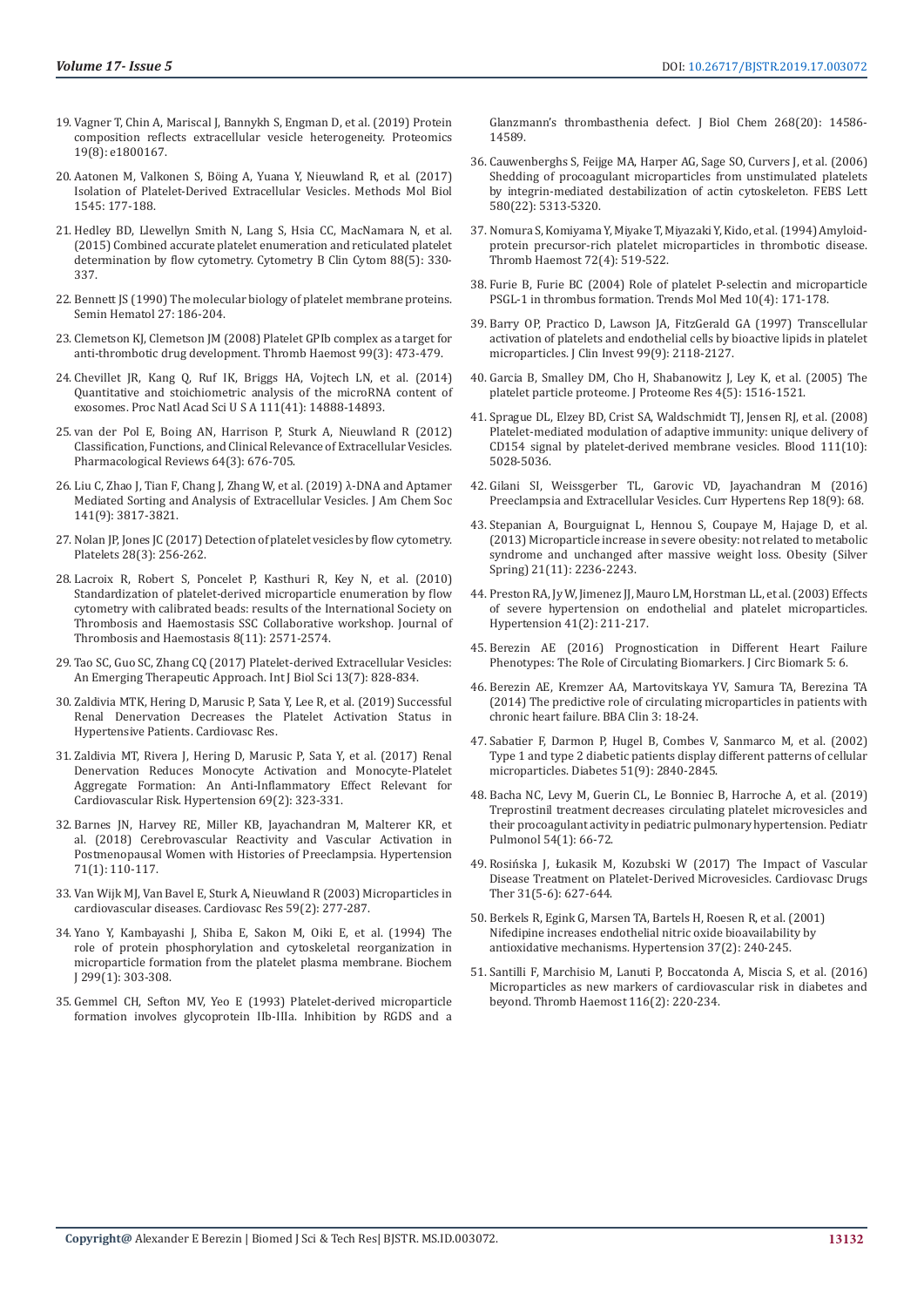19. Vagner T, Chin A, Mariscal J, Bannykh S, Engman D, et al. (2019) Protein composition reflects extracellular vesicle heterogeneity. Proteomics 19(8): e1800167.

20. Aatonen M, Valkonen S, Böing A, Yuana Y, Nieuwland R, et al. (2017) Isolation of Platelet-Derived Extracellular Vesicles. Methods Mol Biol 1545: 177-188.

21. Hedley BD, Llewellyn Smith N, Lang S, Hsia CC, MacNamara N, et al. (2015) Combined accurate platelet enumeration and reticulated platelet determination by flow cytometry. Cytometry B Clin Cytom 88(5): 330-337.

22. Bennett JS (1990) The molecular biology of platelet membrane proteins. Semin Hematol 27: 186-204.

23. Clemetson KJ, Clemetson JM (2008) Platelet GPIb complex as a target for anti-thrombotic drug development. Thromb Haemost 99(3): 473-479.

24. Chevillet JR, Kang Q, Ruf IK, Briggs HA, Vojtech LN, et al. (2014) Quantitative and stoichiometric analysis of the microRNA content of exosomes. Proc Natl Acad Sci U S A 111(41): 14888-14893.

25. van der Pol E, Boing AN, Harrison P, Sturk A, Nieuwland R (2012) Classification, Functions, and Clinical Relevance of Extracellular Vesicles. Pharmacological Reviews 64(3): 676-705.

26. Liu C, Zhao J, Tian F, Chang J, Zhang W, et al. (2019) λ-DNA and Aptamer Mediated Sorting and Analysis of Extracellular Vesicles. J Am Chem Soc 141(9): 3817-3821.

27. Nolan JP, Jones JC (2017) Detection of platelet vesicles by flow cytometry. Platelets 28(3): 256-262.

28. Lacroix R, Robert S, Poncelet P, Kasthuri R, Key N, et al. (2010) Standardization of platelet-derived microparticle enumeration by flow cytometry with calibrated beads: results of the International Society on Thrombosis and Haemostasis SSC Collaborative workshop. Journal of Thrombosis and Haemostasis 8(11): 2571-2574.

29. Tao SC, Guo SC, Zhang CQ (2017) Platelet-derived Extracellular Vesicles: An Emerging Therapeutic Approach. Int J Biol Sci 13(7): 828-834.

30. Zaldivia MTK, Hering D, Marusic P, Sata Y, Lee R, et al. (2019) Successful Renal Denervation Decreases the Platelet Activation Status in Hypertensive Patients. Cardiovasc Res.

31. Zaldivia MT, Rivera J, Hering D, Marusic P, Sata Y, et al. (2017) Renal Denervation Reduces Monocyte Activation and Monocyte-Platelet Aggregate Formation: An Anti-Inflammatory Effect Relevant for Cardiovascular Risk. Hypertension 69(2): 323-331.

32. Barnes JN, Harvey RE, Miller KB, Jayachandran M, Malterer KR, et al. (2018) Cerebrovascular Reactivity and Vascular Activation in Postmenopausal Women with Histories of Preeclampsia. Hypertension 71(1): 110-117.

33. Van Wijk MJ, Van Bavel E, Sturk A, Nieuwland R (2003) Microparticles in cardiovascular diseases. Cardiovasc Res 59(2): 277-287.

34. Yano Y, Kambayashi J, Shiba E, Sakon M, Oiki E, et al. (1994) The role of protein phosphorylation and cytoskeletal reorganization in microparticle formation from the platelet plasma membrane. Biochem J 299(1): 303-308.

35. Gemmel CH, Sefton MV, Yeo E (1993) Platelet-derived microparticle formation involves glycoprotein IIb-IIIa. Inhibition by RGDS and a Glanzmann's thrombasthenia defect. J Biol Chem 268(20): 14586-14589.

36. Cauwenberghs S, Feijge MA, Harper AG, Sage SO, Curvers J, et al. (2006) Shedding of procoagulant microparticles from unstimulated platelets by integrin-mediated destabilization of actin cytoskeleton. FEBS Lett 580(22): 5313-5320.

37. Nomura S, Komiyama Y, Miyake T, Miyazaki Y, Kido, et al. (1994) Amyloid-protein precursor-rich platelet microparticles in thrombotic disease. Thromb Haemost 72(4): 519-522.

38. Furie B, Furie BC (2004) Role of platelet P-selectin and microparticle PSGL-1 in thrombus formation. Trends Mol Med 10(4): 171-178.

39. Barry OP, Practico D, Lawson JA, FitzGerald GA (1997) Transcellular activation of platelets and endothelial cells by bioactive lipids in platelet microparticles. J Clin Invest 99(9): 2118-2127.

40. Garcia B, Smalley DM, Cho H, Shabanowitz J, Ley K, et al. (2005) The platelet particle proteome. J Proteome Res 4(5): 1516-1521.

41. Sprague DL, Elzey BD, Crist SA, Waldschmidt TJ, Jensen RJ, et al. (2008) Platelet-mediated modulation of adaptive immunity: unique delivery of CD154 signal by platelet-derived membrane vesicles. Blood 111(10): 5028-5036.

42. Gilani SI, Weissgerber TL, Garovic VD, Jayachandran M (2016) Preeclampsia and Extracellular Vesicles. Curr Hypertens Rep 18(9): 68.

43. Stepanian A, Bourguignat L, Hennou S, Coupaye M, Hajage D, et al. (2013) Microparticle increase in severe obesity: not related to metabolic syndrome and unchanged after massive weight loss. Obesity (Silver Spring) 21(11): 2236-2243.

44. Preston RA, Jy W, Jimenez JJ, Mauro LM, Horstman LL, et al. (2003) Effects of severe hypertension on endothelial and platelet microparticles. Hypertension 41(2): 211-217.

45. Berezin AE (2016) Prognostication in Different Heart Failure Phenotypes: The Role of Circulating Biomarkers. J Circ Biomark 5: 6.

46. Berezin AE, Kremzer AA, Martovitskaya YV, Samura TA, Berezina TA (2014) The predictive role of circulating microparticles in patients with chronic heart failure. BBA Clin 3: 18-24.

47. Sabatier F, Darmon P, Hugel B, Combes V, Sanmarco M, et al. (2002) Type 1 and type 2 diabetic patients display different patterns of cellular microparticles. Diabetes 51(9): 2840-2845.

48. Bacha NC, Levy M, Guerin CL, Le Bonniec B, Harroche A, et al. (2019) Treprostinil treatment decreases circulating platelet microvesicles and their procoagulant activity in pediatric pulmonary hypertension. Pediatr Pulmonol 54(1): 66-72.

49. Rosińska J, Łukasik M, Kozubski W (2017) The Impact of Vascular Disease Treatment on Platelet-Derived Microvesicles. Cardiovasc Drugs Ther 31(5-6): 627-644.

50. Berkels R, Egink G, Marsen TA, Bartels H, Roesen R, et al. (2001) Nifedipine increases endothelial nitric oxide bioavailability by antioxidative mechanisms. Hypertension 37(2): 240-245.

51. Santilli F, Marchisio M, Lanuti P, Boccatonda A, Miscia S, et al. (2016) Microparticles as new markers of cardiovascular risk in diabetes and beyond. Thromb Haemost 116(2): 220-234.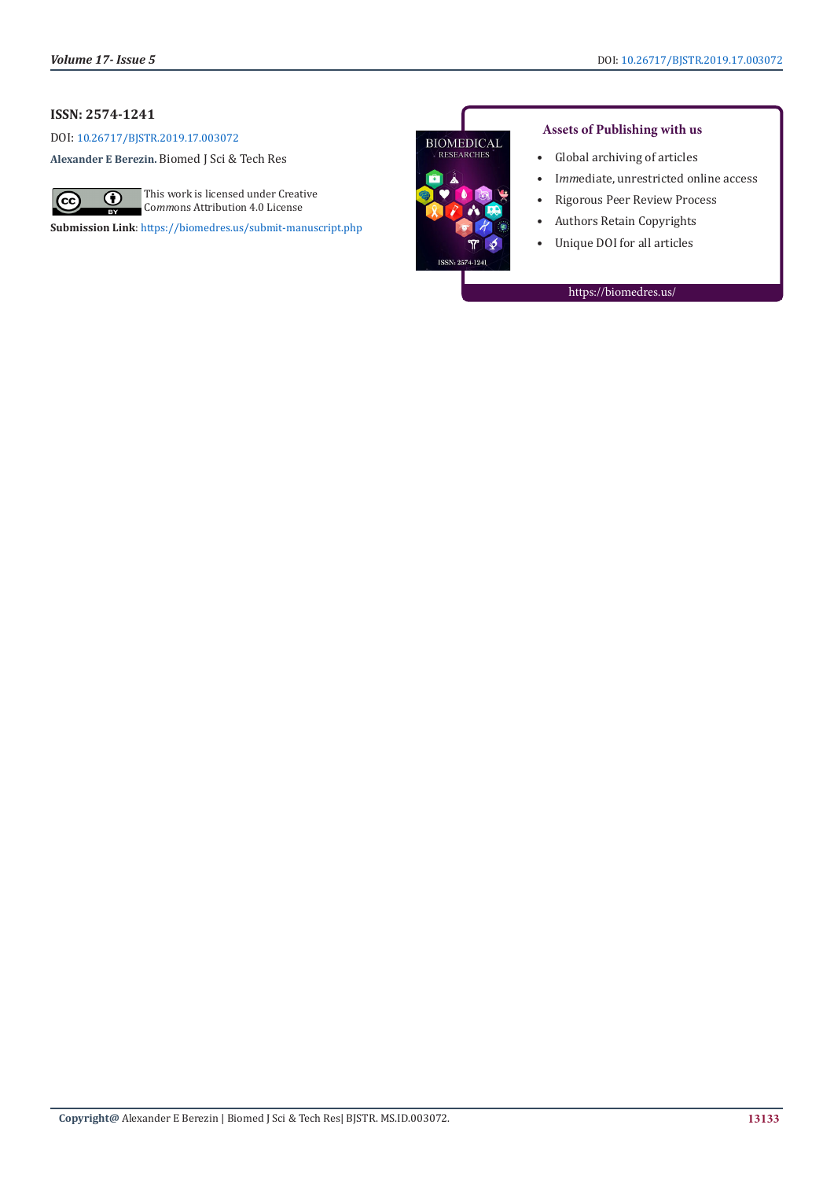**ISSN: 2574-1241**

DOI: 10.26717/BJSTR.2019.17.003072

**Alexander E Berezin.** Biomed J Sci & Tech Res

This work is licensed under Creative Commons Attribution 4.0 License

**Submission Link**: https://biomedres.us/submit-manuscript.php

BIOMEDICAL RESEARCHES

ISSN: 2574-1241

**Assets of Publishing with us**

- Global archiving of articles
- Immediate, unrestricted online access
- Rigorous Peer Review Process
- Authors Retain Copyrights
- Unique DOI for all articles

https://biomedres.us/